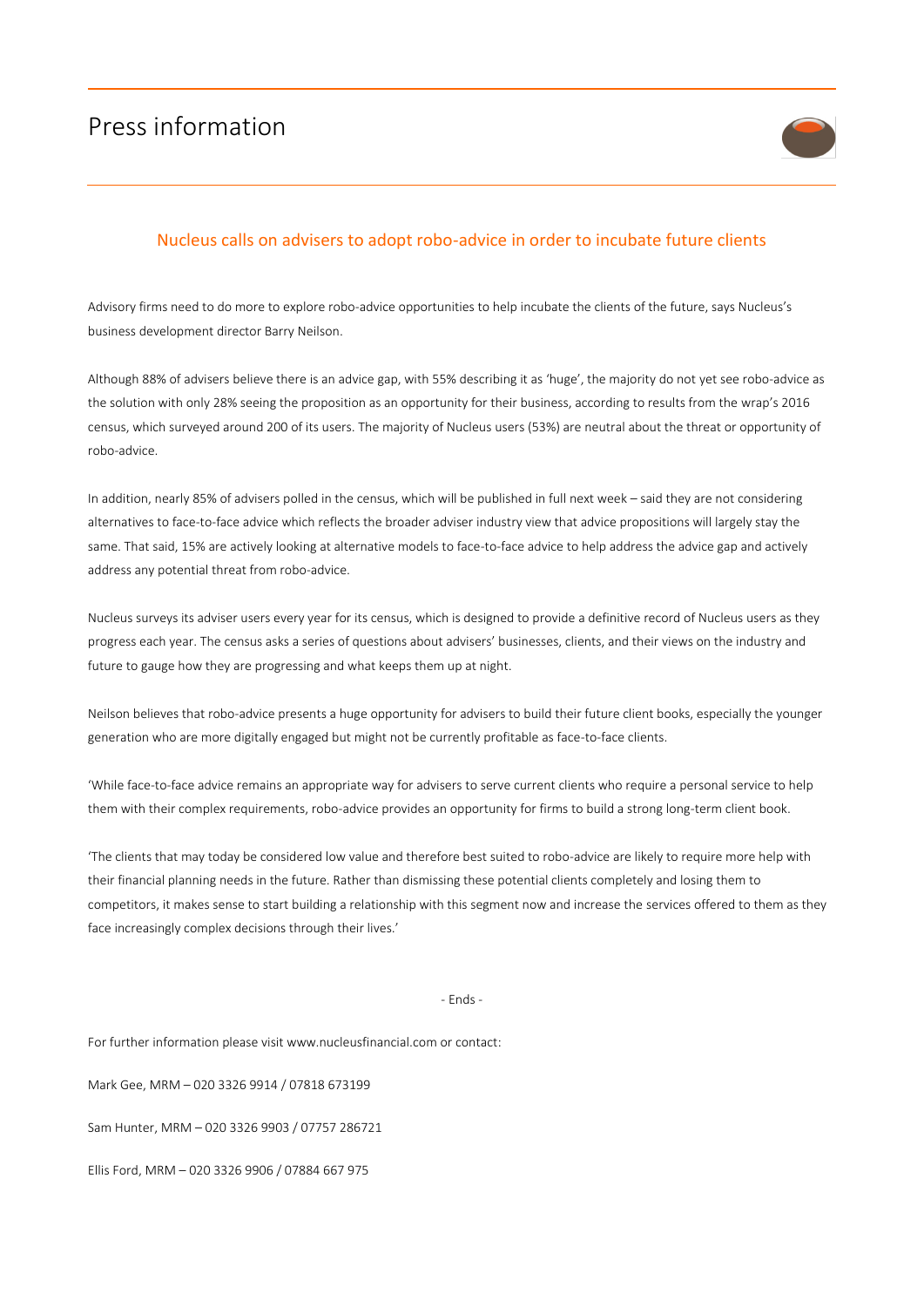# Press information

## Nucleus calls on advisers to adopt robo-advice in order to incubate future clients

Advisory firms need to do more to explore robo-advice opportunities to help incubate the clients of the future, says Nucleus's business development director Barry Neilson.

Although 88% of advisers believe there is an advice gap, with 55% describing it as 'huge', the majority do not yet see robo-advice as the solution with only 28% seeing the proposition as an opportunity for their business, according to results from the wrap's 2016 census, which surveyed around 200 of its users. The majority of Nucleus users (53%) are neutral about the threat or opportunity of robo-advice.

In addition, nearly 85% of advisers polled in the census, which will be published in full next week – said they are not considering alternatives to face-to-face advice which reflects the broader adviser industry view that advice propositions will largely stay the same. That said, 15% are actively looking at alternative models to face-to-face advice to help address the advice gap and actively address any potential threat from robo-advice.

Nucleus surveys its adviser users every year for its census, which is designed to provide a definitive record of Nucleus users as they progress each year. The census asks a series of questions about advisers' businesses, clients, and their views on the industry and future to gauge how they are progressing and what keeps them up at night.

Neilson believes that robo-advice presents a huge opportunity for advisers to build their future client books, especially the younger generation who are more digitally engaged but might not be currently profitable as face-to-face clients.

'While face-to-face advice remains an appropriate way for advisers to serve current clients who require a personal service to help them with their complex requirements, robo-advice provides an opportunity for firms to build a strong long-term client book.

'The clients that may today be considered low value and therefore best suited to robo-advice are likely to require more help with their financial planning needs in the future. Rather than dismissing these potential clients completely and losing them to competitors, it makes sense to start building a relationship with this segment now and increase the services offered to them as they face increasingly complex decisions through their lives.'

- Ends -

For further information please visit www.nucleusfinancial.com or contact:

Mark Gee, MRM – 020 3326 9914 / 07818 673199

Sam Hunter, MRM – 020 3326 9903 / 07757 286721

Ellis Ford, MRM – 020 3326 9906 / 07884 667 975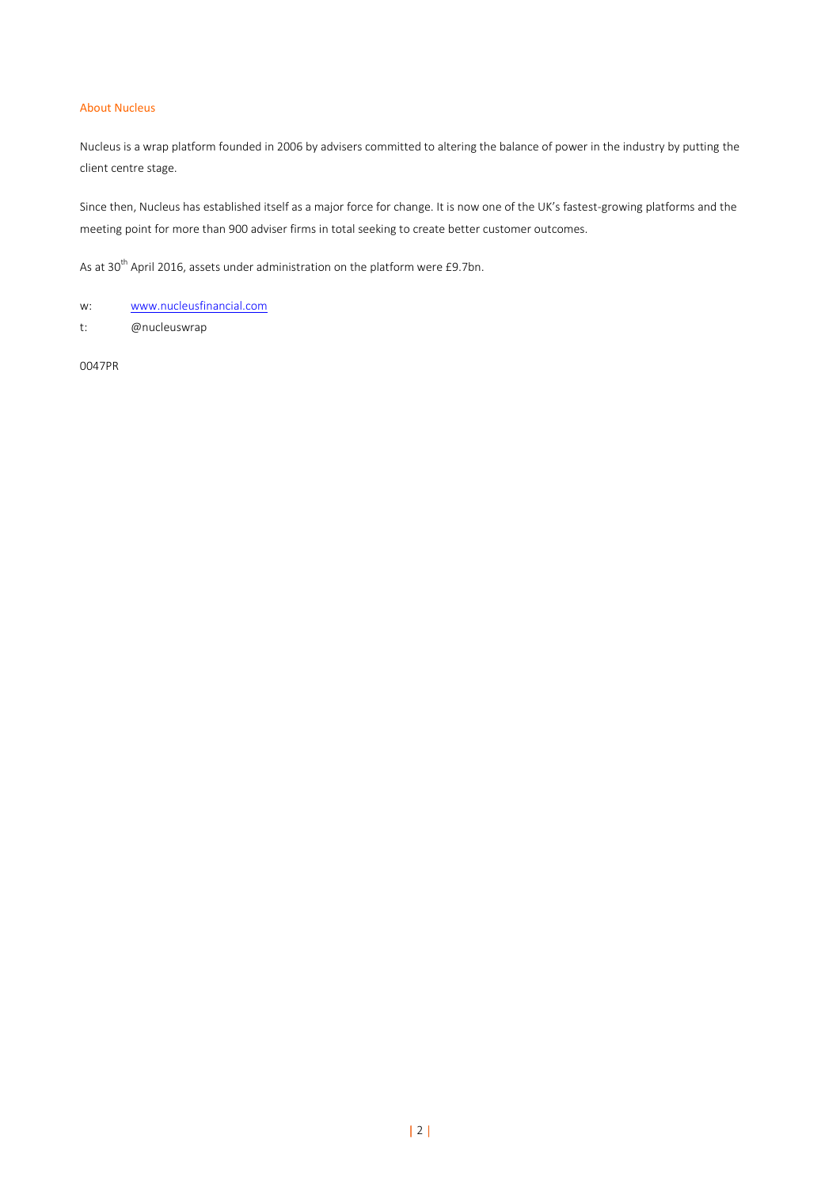## About Nucleus

Nucleus is a wrap platform founded in 2006 by advisers committed to altering the balance of power in the industry by putting the client centre stage.

Since then, Nucleus has established itself as a major force for change. It is now one of the UK's fastest-growing platforms and the meeting point for more than 900 adviser firms in total seeking to create better customer outcomes.

As at 30th April 2016, assets under administration on the platform were £9.7bn.

w: www.nucleusfinancial.com

t: @nucleuswrap

0047PR